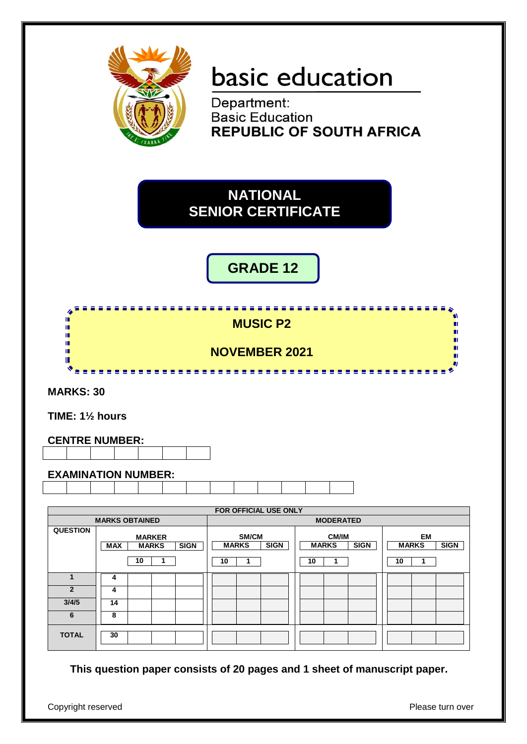basic education

Department:
Basic Education
**REPUBLIC OF SOUTH AFRICA**

# NATIONAL SENIOR CERTIFICATE

## GRADE 12

## MUSIC P2

## NOVEMBER 2021

**MARKS: 30**

**TIME: 1½ hours**

**CENTRE NUMBER:**

| | | | | | | |
|---|---|---|---|---|---|---|
| | | | | | | |

**EXAMINATION NUMBER:**

| | | | | | | | | | | | | |
|---|---|---|---|---|---|---|---|---|---|---|---|---|
| | | | | | | | | | | | | |

| FOR OFFICIAL USE ONLY | | | | | | | | | | | | | |
|---|---|---|---|---|---|---|---|---|---|---|---|---|---|
| MARKS OBTAINED | | | | | MODERATED | | | | | | | | |
| QUESTION | MARKER | | | | SM/CM | | | CM/IM | | | EM | | |
| | MAX | MARKS | | SIGN | MARKS | | SIGN | MARKS | | SIGN | MARKS | | SIGN |
| | | 10 | 1 | | 10 | 1 | | 10 | 1 | | 10 | 1 | |
| 1 | 4 | | | | | | | | | | | | |
| 2 | 4 | | | | | | | | | | | | |
| 3/4/5 | 14 | | | | | | | | | | | | |
| 6 | 8 | | | | | | | | | | | | |
| TOTAL | 30 | | | | | | | | | | | | |

**This question paper consists of 20 pages and 1 sheet of manuscript paper.**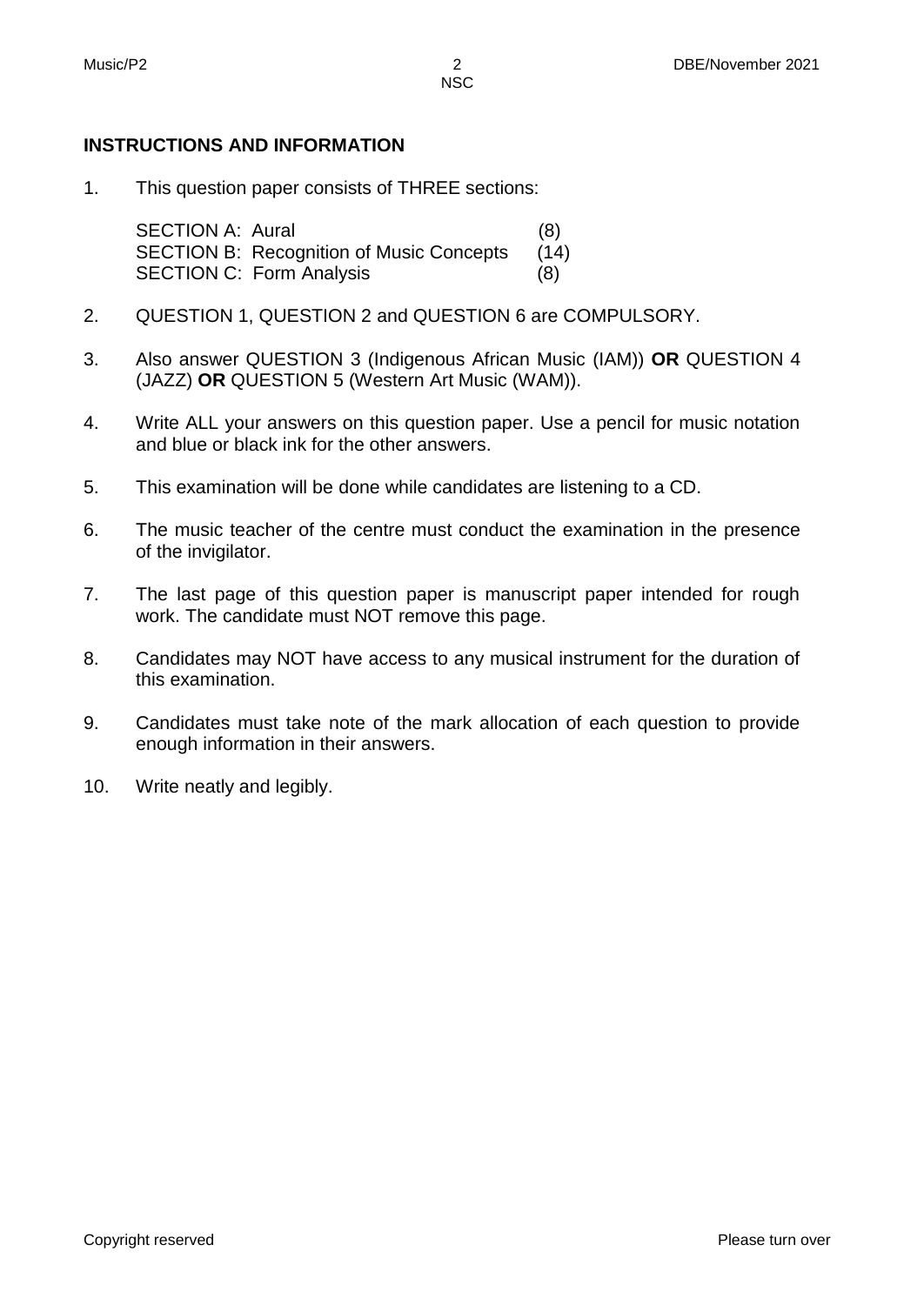**INSTRUCTIONS AND INFORMATION**

1. This question paper consists of THREE sections:

   SECTION A: Aural (8)
   SECTION B: Recognition of Music Concepts (14)
   SECTION C: Form Analysis (8)

2. QUESTION 1, QUESTION 2 and QUESTION 6 are COMPULSORY.

3. Also answer QUESTION 3 (Indigenous African Music (IAM)) **OR** QUESTION 4 (JAZZ) **OR** QUESTION 5 (Western Art Music (WAM)).

4. Write ALL your answers on this question paper. Use a pencil for music notation and blue or black ink for the other answers.

5. This examination will be done while candidates are listening to a CD.

6. The music teacher of the centre must conduct the examination in the presence of the invigilator.

7. The last page of this question paper is manuscript paper intended for rough work. The candidate must NOT remove this page.

8. Candidates may NOT have access to any musical instrument for the duration of this examination.

9. Candidates must take note of the mark allocation of each question to provide enough information in their answers.

10. Write neatly and legibly.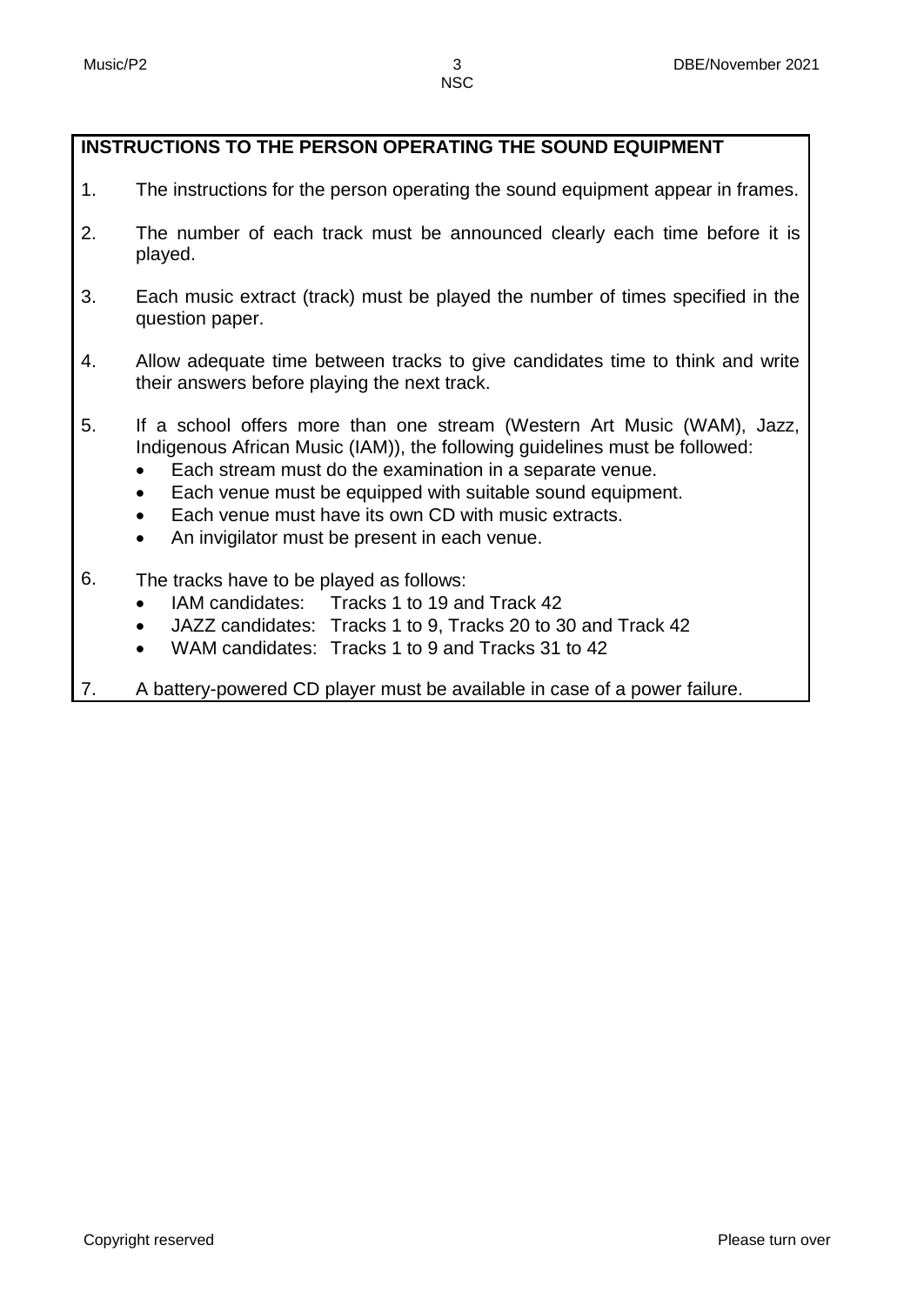## INSTRUCTIONS TO THE PERSON OPERATING THE SOUND EQUIPMENT

1. The instructions for the person operating the sound equipment appear in frames.
2. The number of each track must be announced clearly each time before it is played.
3. Each music extract (track) must be played the number of times specified in the question paper.
4. Allow adequate time between tracks to give candidates time to think and write their answers before playing the next track.
5. If a school offers more than one stream (Western Art Music (WAM), Jazz, Indigenous African Music (IAM)), the following guidelines must be followed:
   - Each stream must do the examination in a separate venue.
   - Each venue must be equipped with suitable sound equipment.
   - Each venue must have its own CD with music extracts.
   - An invigilator must be present in each venue.
6. The tracks have to be played as follows:
   - IAM candidates: Tracks 1 to 19 and Track 42
   - JAZZ candidates: Tracks 1 to 9, Tracks 20 to 30 and Track 42
   - WAM candidates: Tracks 1 to 9 and Tracks 31 to 42
7. A battery-powered CD player must be available in case of a power failure.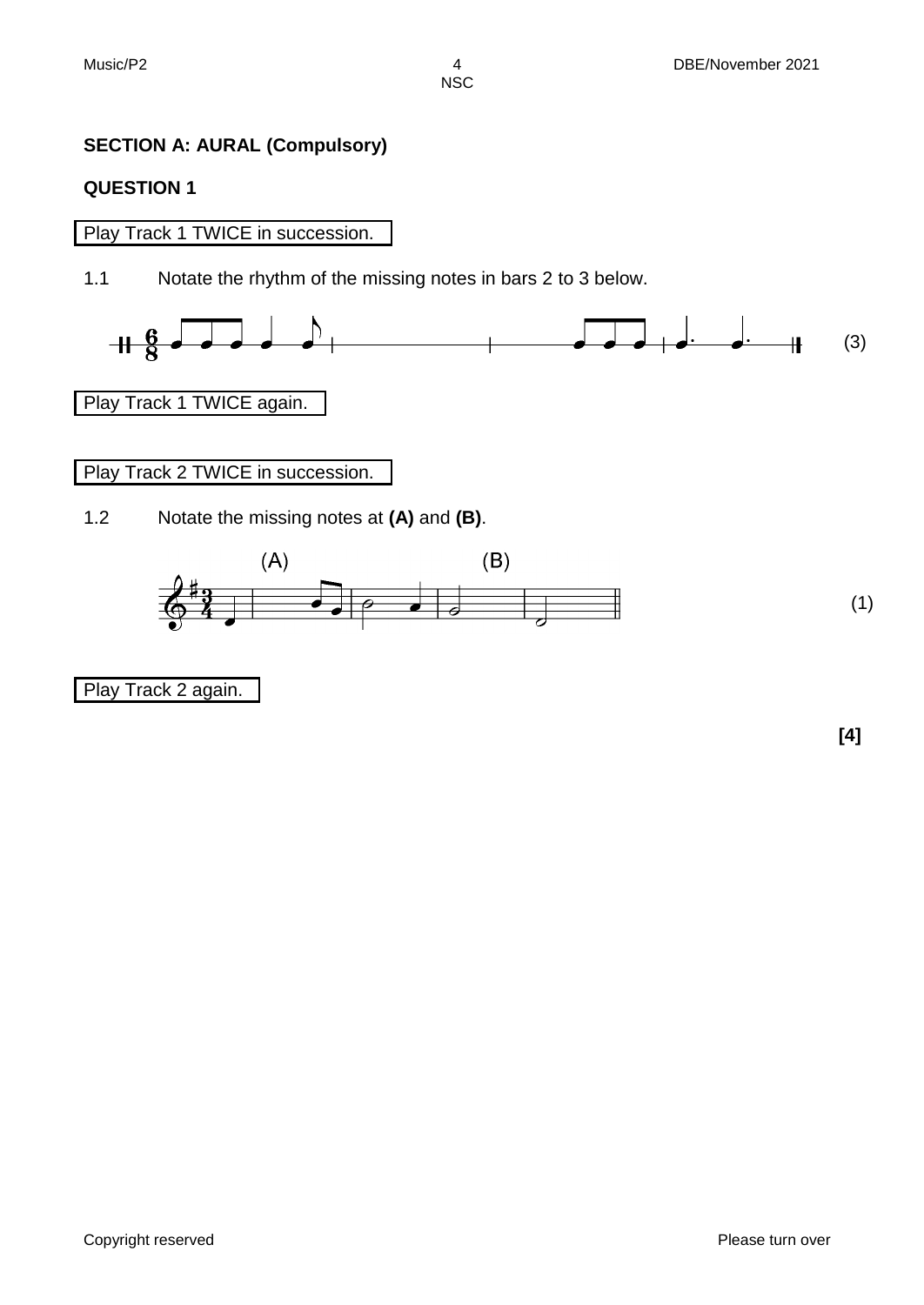## SECTION A: AURAL (Compulsory)

### QUESTION 1

Play Track 1 TWICE in succession.

1.1 Notate the rhythm of the missing notes in bars 2 to 3 below. (3)

Play Track 1 TWICE again.

Play Track 2 TWICE in succession.

1.2 Notate the missing notes at **(A)** and **(B)**. (1)

Play Track 2 again.

**[4]**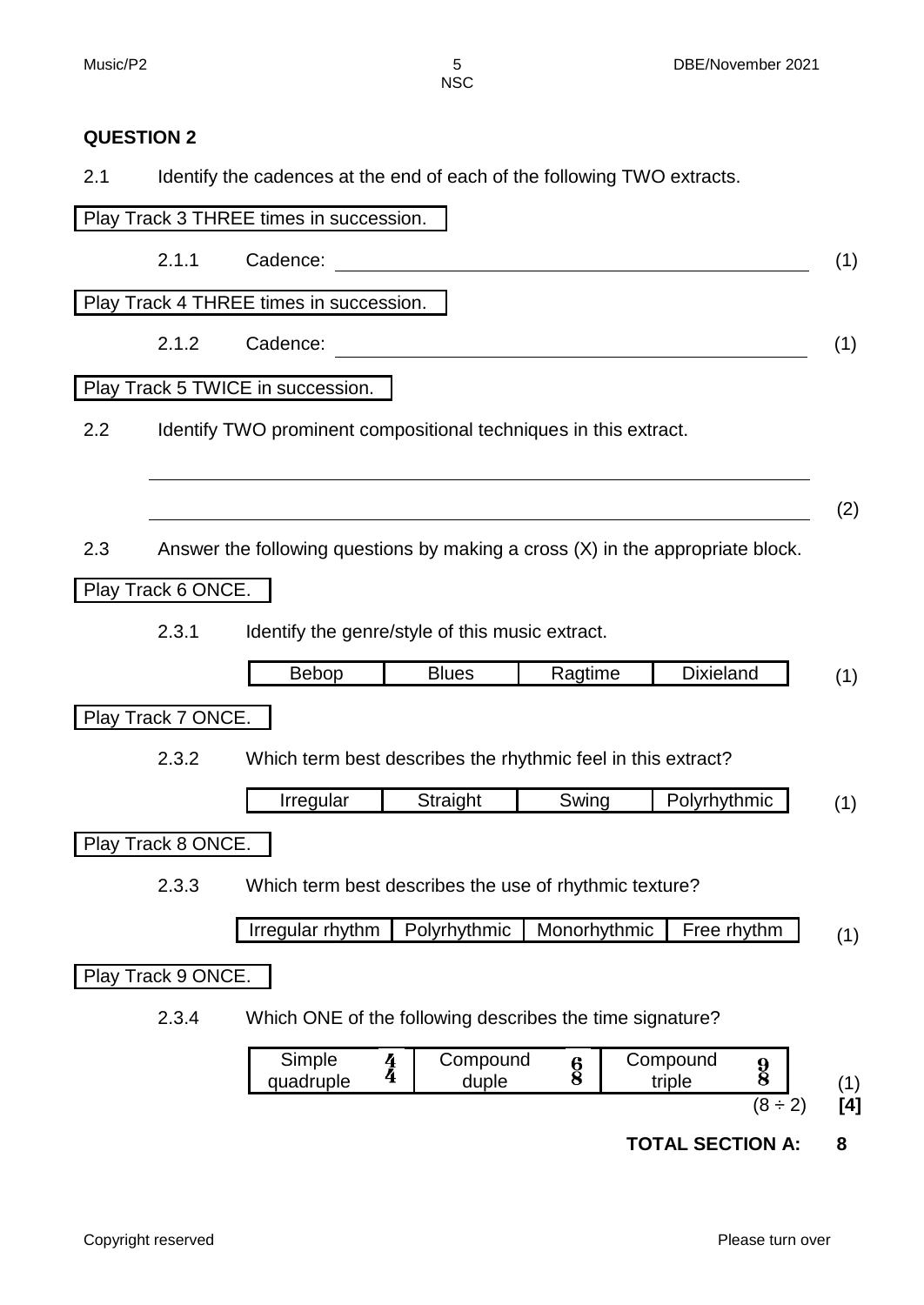## QUESTION 2

2.1 Identify the cadences at the end of each of the following TWO extracts.

Play Track 3 THREE times in succession.

2.1.1 Cadence: ______________________________ (1)

Play Track 4 THREE times in succession.

2.1.2 Cadence: ______________________________ (1)

Play Track 5 TWICE in succession.

2.2 Identify TWO prominent compositional techniques in this extract.

______________________________

______________________________ (2)

2.3 Answer the following questions by making a cross (X) in the appropriate block.

Play Track 6 ONCE.

2.3.1 Identify the genre/style of this music extract.

| Bebop | Blues | Ragtime | Dixieland |
|---|---|---|---|

(1)

Play Track 7 ONCE.

2.3.2 Which term best describes the rhythmic feel in this extract?

| Irregular | Straight | Swing | Polyrhythmic |
|---|---|---|---|

(1)

Play Track 8 ONCE.

2.3.3 Which term best describes the use of rhythmic texture?

| Irregular rhythm | Polyrhythmic | Monorhythmic | Free rhythm |
|---|---|---|---|

(1)

Play Track 9 ONCE.

2.3.4 Which ONE of the following describes the time signature?

| Simple quadruple $\frac{4}{4}$ | Compound duple $\frac{6}{8}$ | Compound triple $\frac{9}{8}$ |
|---|---|---|

(1)

(8 ÷ 2) **[4]**

**TOTAL SECTION A: 8**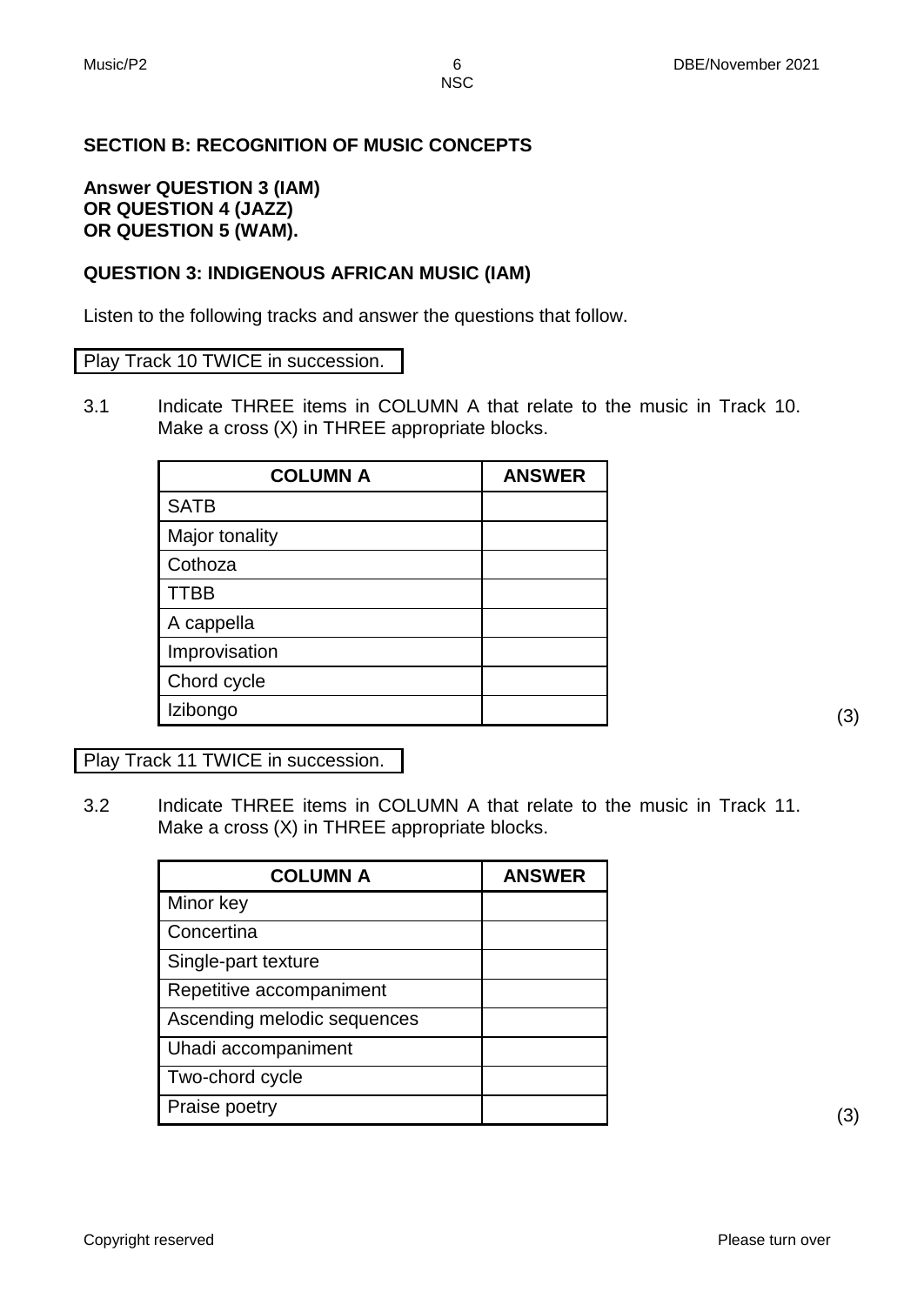## SECTION B: RECOGNITION OF MUSIC CONCEPTS

**Answer QUESTION 3 (IAM)**
**OR QUESTION 4 (JAZZ)**
**OR QUESTION 5 (WAM).**

### QUESTION 3: INDIGENOUS AFRICAN MUSIC (IAM)

Listen to the following tracks and answer the questions that follow.

Play Track 10 TWICE in succession.

3.1 Indicate THREE items in COLUMN A that relate to the music in Track 10. Make a cross (X) in THREE appropriate blocks.

| COLUMN A | ANSWER |
|---|---|
| SATB | |
| Major tonality | |
| Cothoza | |
| TTBB | |
| A cappella | |
| Improvisation | |
| Chord cycle | |
| Izibongo | |

(3)

Play Track 11 TWICE in succession.

3.2 Indicate THREE items in COLUMN A that relate to the music in Track 11. Make a cross (X) in THREE appropriate blocks.

| COLUMN A | ANSWER |
|---|---|
| Minor key | |
| Concertina | |
| Single-part texture | |
| Repetitive accompaniment | |
| Ascending melodic sequences | |
| Uhadi accompaniment | |
| Two-chord cycle | |
| Praise poetry | |

(3)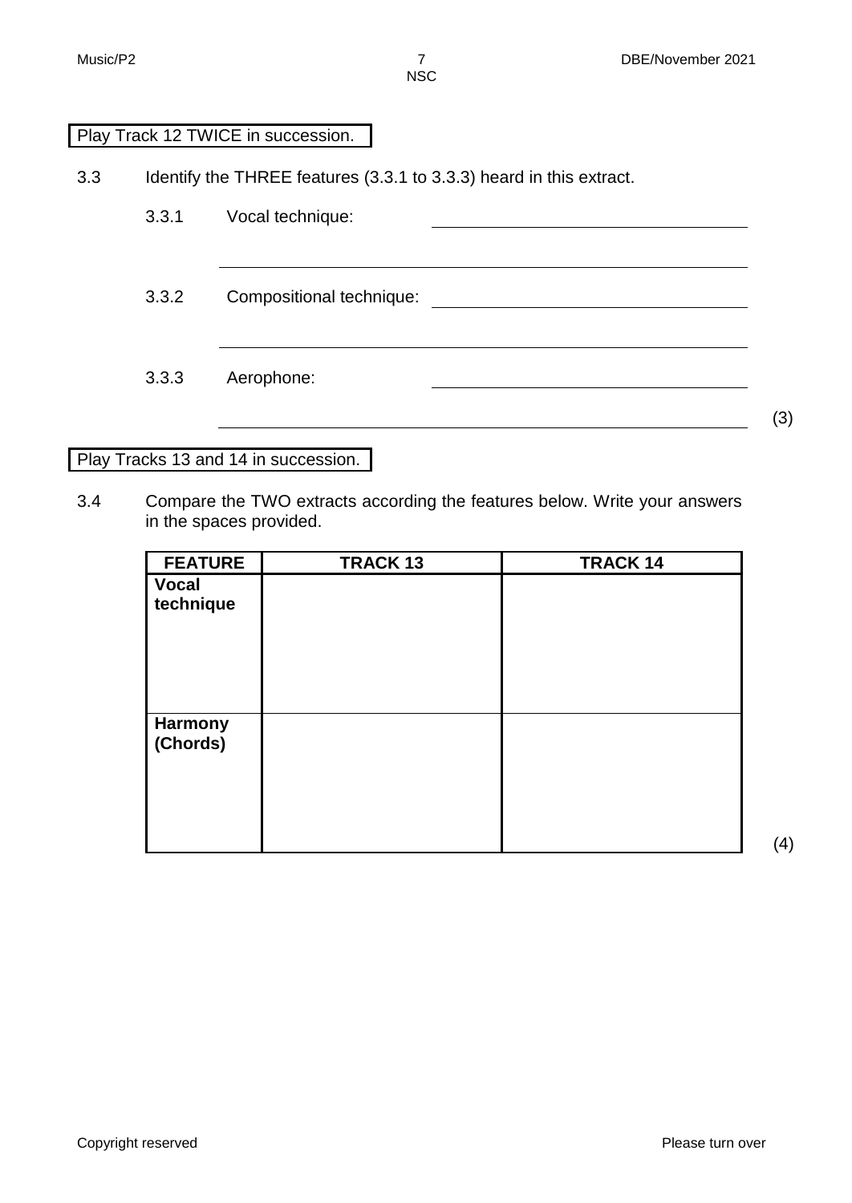Play Track 12 TWICE in succession.

3.3 Identify the THREE features (3.3.1 to 3.3.3) heard in this extract.

3.3.1 Vocal technique: ______________________________

______________________________________________

3.3.2 Compositional technique: ______________________________

______________________________________________

3.3.3 Aerophone: ______________________________

______________________________________________ (3)

Play Tracks 13 and 14 in succession.

3.4 Compare the TWO extracts according the features below. Write your answers in the spaces provided.

| FEATURE | TRACK 13 | TRACK 14 |
|---|---|---|
| **Vocal technique** | | |
| **Harmony (Chords)** | | |

(4)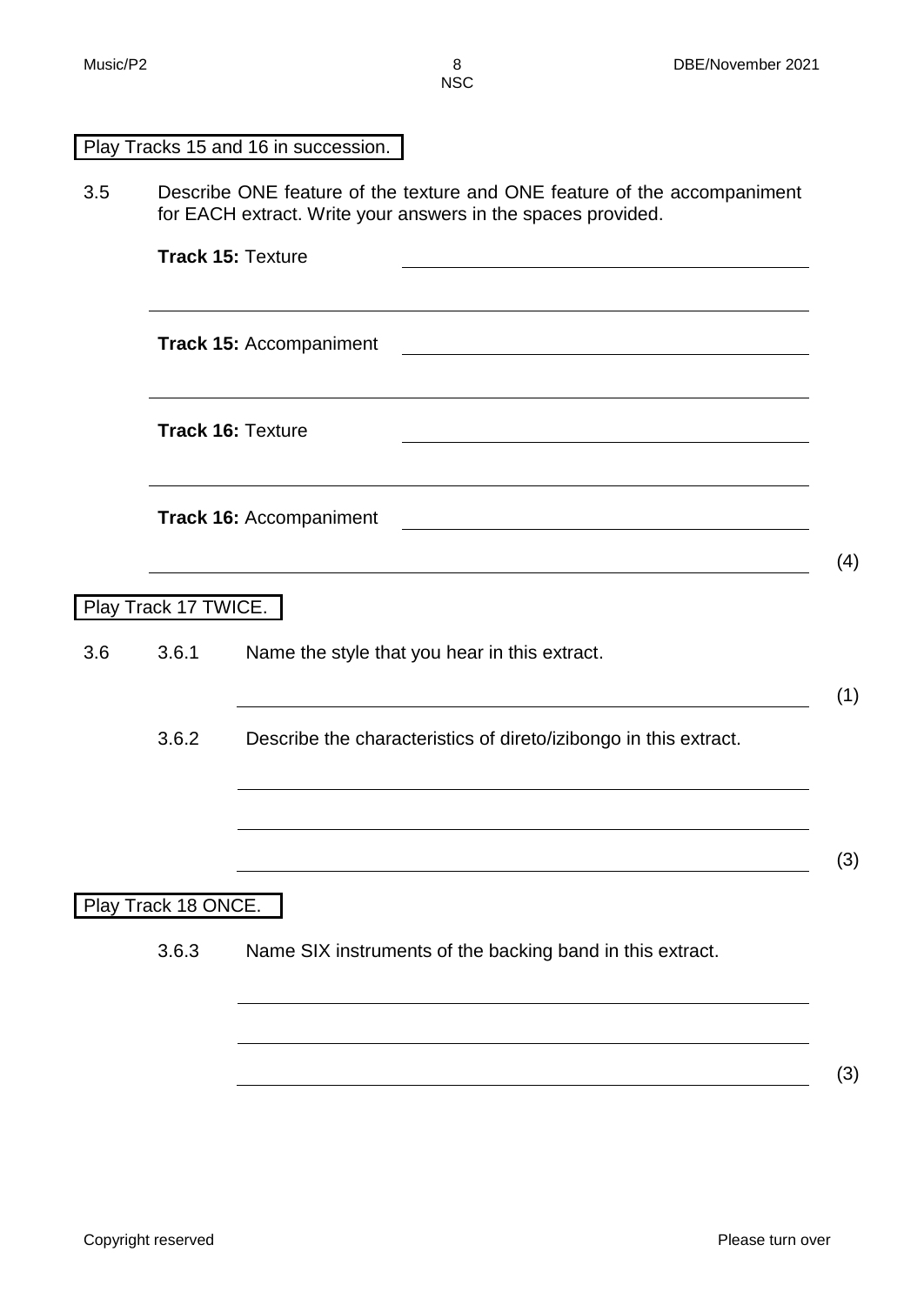Play Tracks 15 and 16 in succession.

3.5 Describe ONE feature of the texture and ONE feature of the accompaniment for EACH extract. Write your answers in the spaces provided.

**Track 15:** Texture ______________________________

______________________________

**Track 15:** Accompaniment ______________________________

______________________________

**Track 16:** Texture ______________________________

______________________________

**Track 16:** Accompaniment ______________________________

______________________________ (4)

Play Track 17 TWICE.

3.6 3.6.1 Name the style that you hear in this extract.

______________________________ (1)

3.6.2 Describe the characteristics of direto/izibongo in this extract.

______________________________

______________________________

______________________________ (3)

Play Track 18 ONCE.

3.6.3 Name SIX instruments of the backing band in this extract.

______________________________

______________________________

______________________________ (3)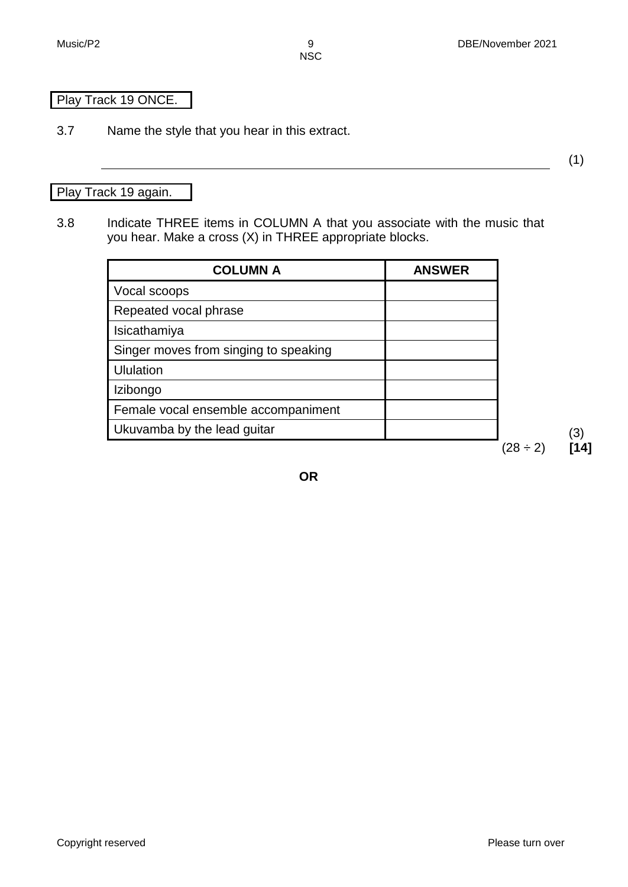Play Track 19 ONCE.

3.7 Name the style that you hear in this extract.

\_\_\_\_\_\_\_\_\_\_\_\_\_\_\_\_\_\_\_\_\_\_\_\_\_\_\_\_\_\_\_\_\_\_\_\_\_\_\_\_\_\_\_\_\_\_\_\_\_\_\_\_\_\_\_\_ (1)

Play Track 19 again.

3.8 Indicate THREE items in COLUMN A that you associate with the music that you hear. Make a cross (X) in THREE appropriate blocks.

| COLUMN A | ANSWER |
|---|---|
| Vocal scoops | |
| Repeated vocal phrase | |
| Isicathamiya | |
| Singer moves from singing to speaking | |
| Ululation | |
| Izibongo | |
| Female vocal ensemble accompaniment | |
| Ukuvamba by the lead guitar | |

(3)

(28 ÷ 2) **[14]**

**OR**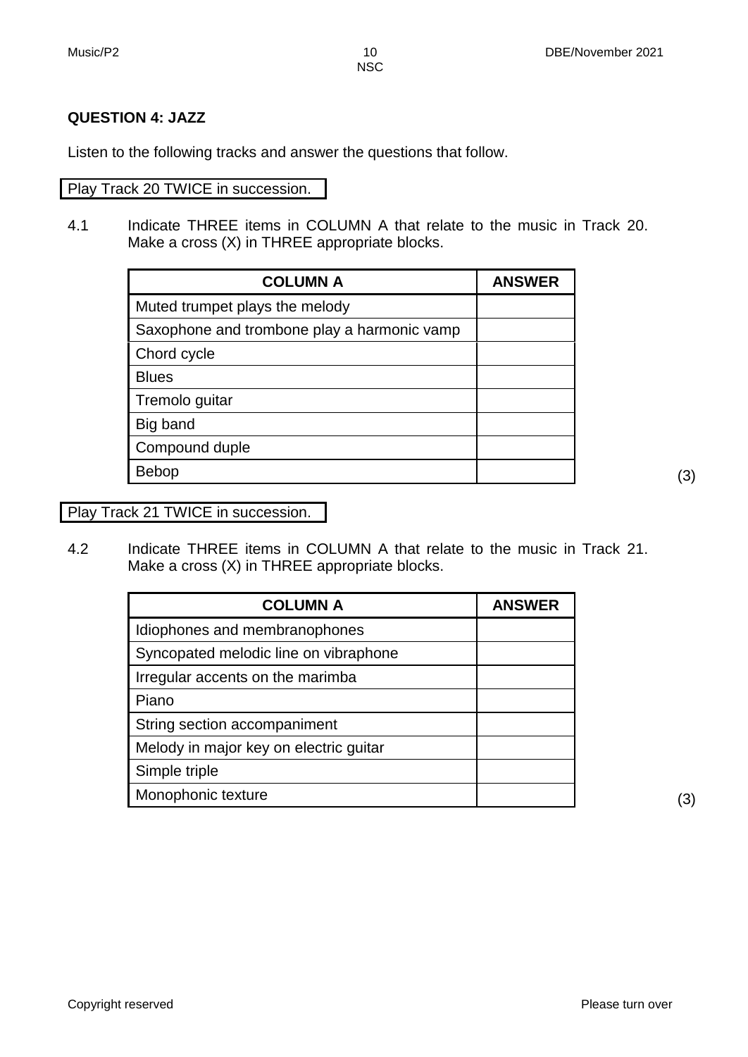**QUESTION 4: JAZZ**

Listen to the following tracks and answer the questions that follow.

Play Track 20 TWICE in succession.

4.1 Indicate THREE items in COLUMN A that relate to the music in Track 20. Make a cross (X) in THREE appropriate blocks.

| COLUMN A | ANSWER |
|---|---|
| Muted trumpet plays the melody | |
| Saxophone and trombone play a harmonic vamp | |
| Chord cycle | |
| Blues | |
| Tremolo guitar | |
| Big band | |
| Compound duple | |
| Bebop | |

(3)

Play Track 21 TWICE in succession.

4.2 Indicate THREE items in COLUMN A that relate to the music in Track 21. Make a cross (X) in THREE appropriate blocks.

| COLUMN A | ANSWER |
|---|---|
| Idiophones and membranophones | |
| Syncopated melodic line on vibraphone | |
| Irregular accents on the marimba | |
| Piano | |
| String section accompaniment | |
| Melody in major key on electric guitar | |
| Simple triple | |
| Monophonic texture | |

(3)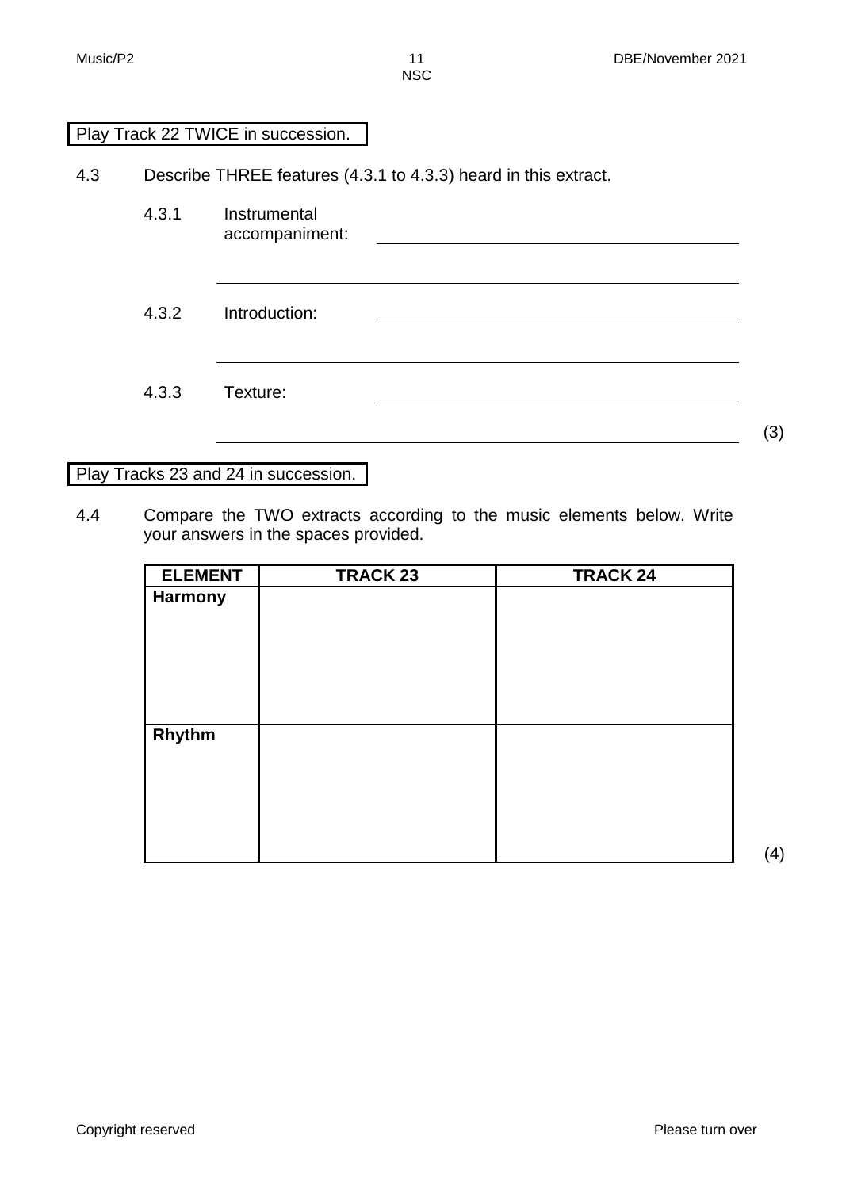Play Track 22 TWICE in succession.

4.3 Describe THREE features (4.3.1 to 4.3.3) heard in this extract.

4.3.1 Instrumental accompaniment: \_\_\_\_\_\_\_\_\_\_\_\_\_\_\_\_\_\_\_\_\_\_\_\_\_\_\_\_\_\_\_\_\_\_\_\_\_\_\_\_

\_\_\_\_\_\_\_\_\_\_\_\_\_\_\_\_\_\_\_\_\_\_\_\_\_\_\_\_\_\_\_\_\_\_\_\_\_\_\_\_\_\_\_\_\_\_\_\_\_\_\_\_\_\_\_\_\_\_\_\_

4.3.2 Introduction: \_\_\_\_\_\_\_\_\_\_\_\_\_\_\_\_\_\_\_\_\_\_\_\_\_\_\_\_\_\_\_\_\_\_\_\_\_\_\_\_

\_\_\_\_\_\_\_\_\_\_\_\_\_\_\_\_\_\_\_\_\_\_\_\_\_\_\_\_\_\_\_\_\_\_\_\_\_\_\_\_\_\_\_\_\_\_\_\_\_\_\_\_\_\_\_\_\_\_\_\_

4.3.3 Texture: \_\_\_\_\_\_\_\_\_\_\_\_\_\_\_\_\_\_\_\_\_\_\_\_\_\_\_\_\_\_\_\_\_\_\_\_\_\_\_\_

\_\_\_\_\_\_\_\_\_\_\_\_\_\_\_\_\_\_\_\_\_\_\_\_\_\_\_\_\_\_\_\_\_\_\_\_\_\_\_\_\_\_\_\_\_\_\_\_\_\_\_\_\_\_\_\_\_\_\_\_ (3)

Play Tracks 23 and 24 in succession.

4.4 Compare the TWO extracts according to the music elements below. Write your answers in the spaces provided.

| ELEMENT | TRACK 23 | TRACK 24 |
|---|---|---|
| **Harmony** | | |
| **Rhythm** | | |

(4)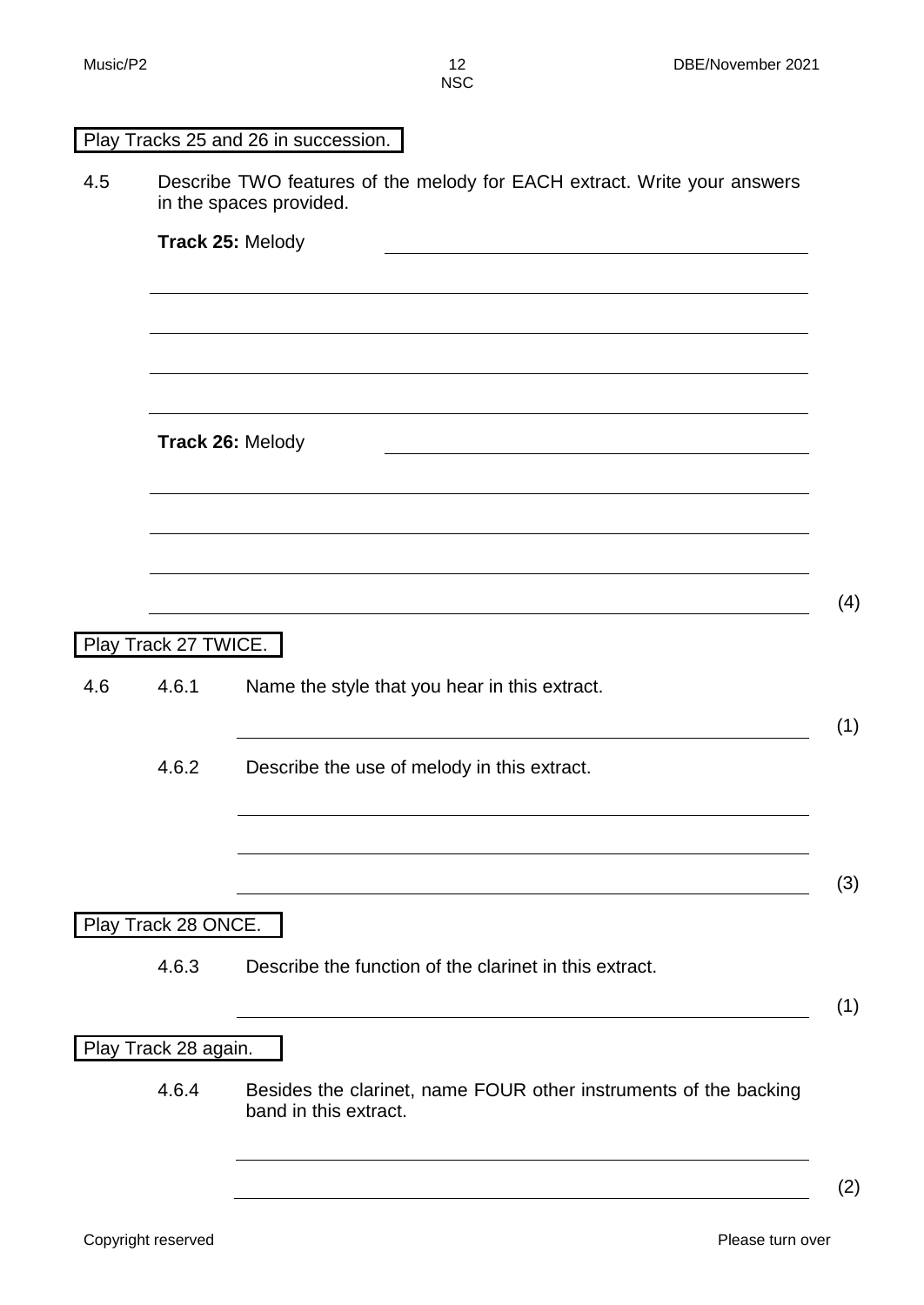**Play Tracks 25 and 26 in succession.**

4.5 Describe TWO features of the melody for EACH extract. Write your answers in the spaces provided.

**Track 25:** Melody \_\_\_\_\_\_\_\_\_\_\_\_\_\_\_\_\_\_\_\_\_\_\_\_\_\_\_\_\_\_

\_\_\_\_\_\_\_\_\_\_\_\_\_\_\_\_\_\_\_\_\_\_\_\_\_\_\_\_\_\_\_\_\_\_\_\_\_\_\_\_\_\_\_\_\_\_\_\_

\_\_\_\_\_\_\_\_\_\_\_\_\_\_\_\_\_\_\_\_\_\_\_\_\_\_\_\_\_\_\_\_\_\_\_\_\_\_\_\_\_\_\_\_\_\_\_\_

\_\_\_\_\_\_\_\_\_\_\_\_\_\_\_\_\_\_\_\_\_\_\_\_\_\_\_\_\_\_\_\_\_\_\_\_\_\_\_\_\_\_\_\_\_\_\_\_

\_\_\_\_\_\_\_\_\_\_\_\_\_\_\_\_\_\_\_\_\_\_\_\_\_\_\_\_\_\_\_\_\_\_\_\_\_\_\_\_\_\_\_\_\_\_\_\_

**Track 26:** Melody \_\_\_\_\_\_\_\_\_\_\_\_\_\_\_\_\_\_\_\_\_\_\_\_\_\_\_\_\_\_

\_\_\_\_\_\_\_\_\_\_\_\_\_\_\_\_\_\_\_\_\_\_\_\_\_\_\_\_\_\_\_\_\_\_\_\_\_\_\_\_\_\_\_\_\_\_\_\_

\_\_\_\_\_\_\_\_\_\_\_\_\_\_\_\_\_\_\_\_\_\_\_\_\_\_\_\_\_\_\_\_\_\_\_\_\_\_\_\_\_\_\_\_\_\_\_\_

\_\_\_\_\_\_\_\_\_\_\_\_\_\_\_\_\_\_\_\_\_\_\_\_\_\_\_\_\_\_\_\_\_\_\_\_\_\_\_\_\_\_\_\_\_\_\_\_

\_\_\_\_\_\_\_\_\_\_\_\_\_\_\_\_\_\_\_\_\_\_\_\_\_\_\_\_\_\_\_\_\_\_\_\_\_\_\_\_\_\_\_\_\_\_\_\_ (4)

**Play Track 27 TWICE.**

4.6

4.6.1 Name the style that you hear in this extract.

\_\_\_\_\_\_\_\_\_\_\_\_\_\_\_\_\_\_\_\_\_\_\_\_\_\_\_\_\_\_\_\_\_\_\_\_\_\_\_\_\_\_ (1)

4.6.2 Describe the use of melody in this extract.

\_\_\_\_\_\_\_\_\_\_\_\_\_\_\_\_\_\_\_\_\_\_\_\_\_\_\_\_\_\_\_\_\_\_\_\_\_\_\_\_\_\_

\_\_\_\_\_\_\_\_\_\_\_\_\_\_\_\_\_\_\_\_\_\_\_\_\_\_\_\_\_\_\_\_\_\_\_\_\_\_\_\_\_\_

\_\_\_\_\_\_\_\_\_\_\_\_\_\_\_\_\_\_\_\_\_\_\_\_\_\_\_\_\_\_\_\_\_\_\_\_\_\_\_\_\_\_ (3)

**Play Track 28 ONCE.**

4.6.3 Describe the function of the clarinet in this extract.

\_\_\_\_\_\_\_\_\_\_\_\_\_\_\_\_\_\_\_\_\_\_\_\_\_\_\_\_\_\_\_\_\_\_\_\_\_\_\_\_\_\_ (1)

**Play Track 28 again.**

4.6.4 Besides the clarinet, name FOUR other instruments of the backing band in this extract.

\_\_\_\_\_\_\_\_\_\_\_\_\_\_\_\_\_\_\_\_\_\_\_\_\_\_\_\_\_\_\_\_\_\_\_\_\_\_\_\_\_\_

\_\_\_\_\_\_\_\_\_\_\_\_\_\_\_\_\_\_\_\_\_\_\_\_\_\_\_\_\_\_\_\_\_\_\_\_\_\_\_\_\_\_ (2)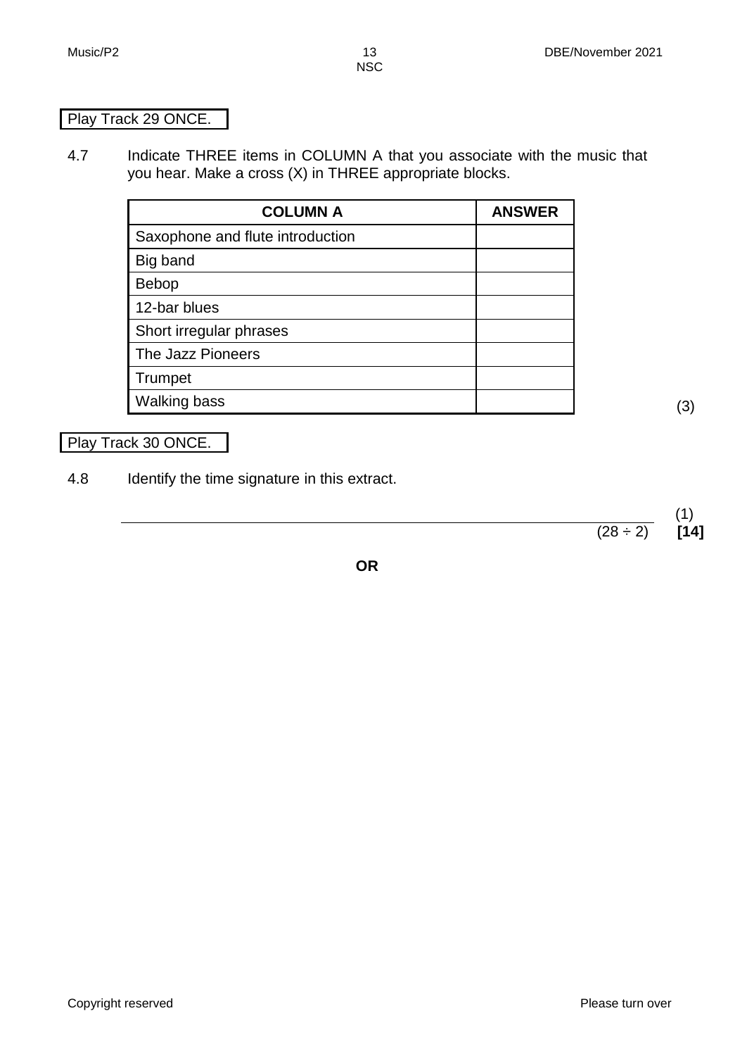Play Track 29 ONCE.

4.7 Indicate THREE items in COLUMN A that you associate with the music that you hear. Make a cross (X) in THREE appropriate blocks.

| COLUMN A | ANSWER |
|---|---|
| Saxophone and flute introduction | |
| Big band | |
| Bebop | |
| 12-bar blues | |
| Short irregular phrases | |
| The Jazz Pioneers | |
| Trumpet | |
| Walking bass | |

(3)

Play Track 30 ONCE.

4.8 Identify the time signature in this extract.

_______________________________________________ (1)

(28 ÷ 2) **[14]**

**OR**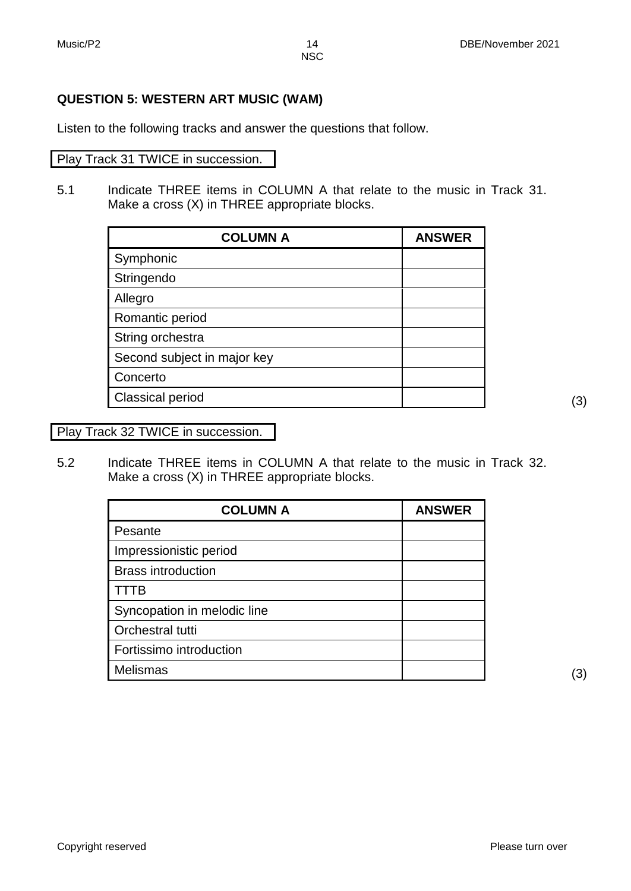## QUESTION 5: WESTERN ART MUSIC (WAM)

Listen to the following tracks and answer the questions that follow.

Play Track 31 TWICE in succession.

5.1 Indicate THREE items in COLUMN A that relate to the music in Track 31. Make a cross (X) in THREE appropriate blocks.

| COLUMN A | ANSWER |
|---|---|
| Symphonic | |
| Stringendo | |
| Allegro | |
| Romantic period | |
| String orchestra | |
| Second subject in major key | |
| Concerto | |
| Classical period | |

(3)

Play Track 32 TWICE in succession.

5.2 Indicate THREE items in COLUMN A that relate to the music in Track 32. Make a cross (X) in THREE appropriate blocks.

| COLUMN A | ANSWER |
|---|---|
| Pesante | |
| Impressionistic period | |
| Brass introduction | |
| TTTB | |
| Syncopation in melodic line | |
| Orchestral tutti | |
| Fortissimo introduction | |
| Melismas | |

(3)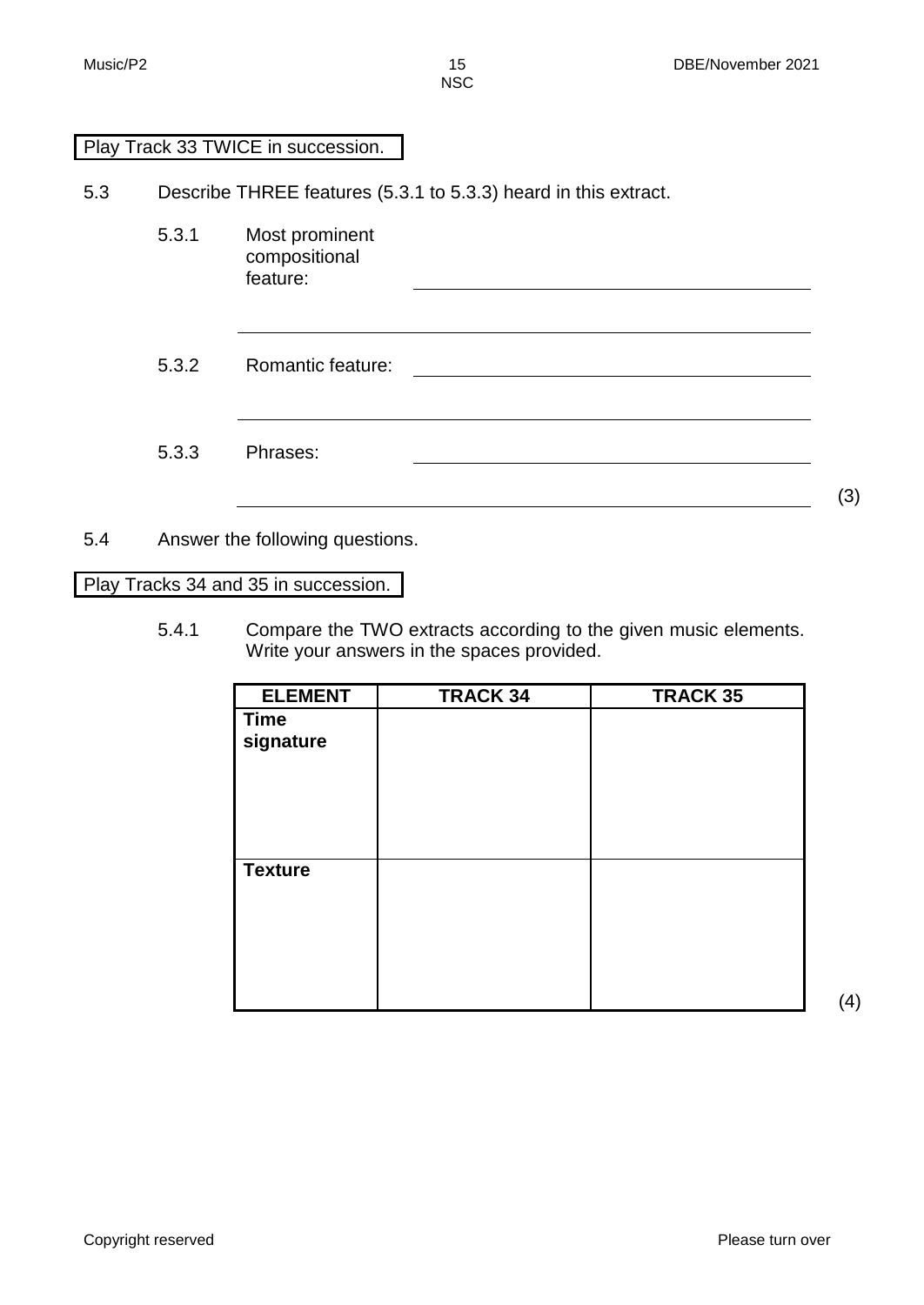Play Track 33 TWICE in succession.

5.3 Describe THREE features (5.3.1 to 5.3.3) heard in this extract.

5.3.1 Most prominent compositional feature: ______________________________

______________________________

5.3.2 Romantic feature: ______________________________

______________________________

5.3.3 Phrases: ______________________________

______________________________ (3)

5.4 Answer the following questions.

Play Tracks 34 and 35 in succession.

5.4.1 Compare the TWO extracts according to the given music elements. Write your answers in the spaces provided.

| ELEMENT | TRACK 34 | TRACK 35 |
|---|---|---|
| **Time signature** | | |
| **Texture** | | |

(4)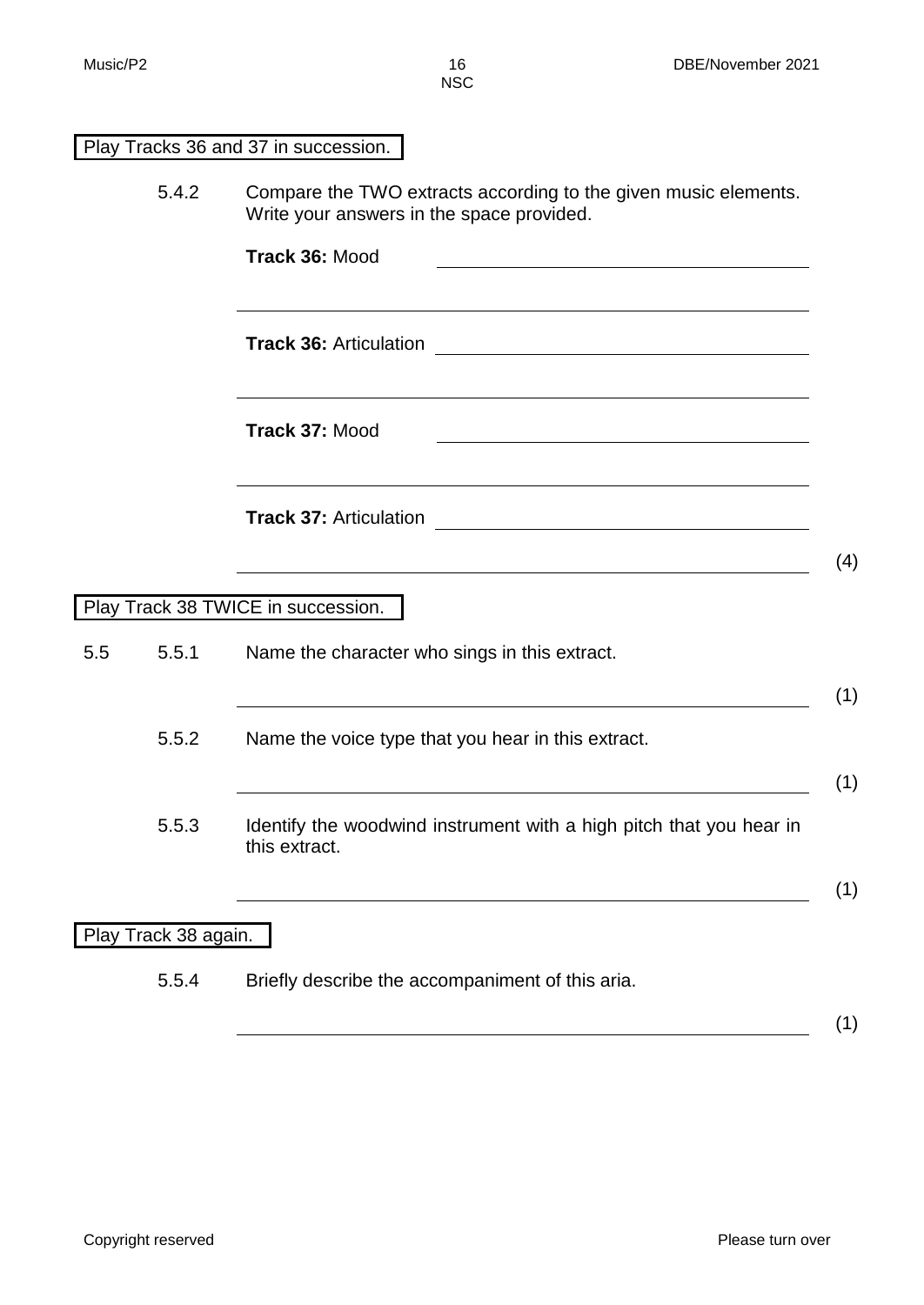Play Tracks 36 and 37 in succession.

5.4.2 Compare the TWO extracts according to the given music elements. Write your answers in the space provided.

**Track 36:** Mood ___________________________________

___________________________________

**Track 36:** Articulation ___________________________________

___________________________________

**Track 37:** Mood ___________________________________

___________________________________

**Track 37:** Articulation ___________________________________

___________________________________ (4)

Play Track 38 TWICE in succession.

5.5

5.5.1 Name the character who sings in this extract.

___________________________________ (1)

5.5.2 Name the voice type that you hear in this extract.

___________________________________ (1)

5.5.3 Identify the woodwind instrument with a high pitch that you hear in this extract.

___________________________________ (1)

Play Track 38 again.

5.5.4 Briefly describe the accompaniment of this aria.

___________________________________ (1)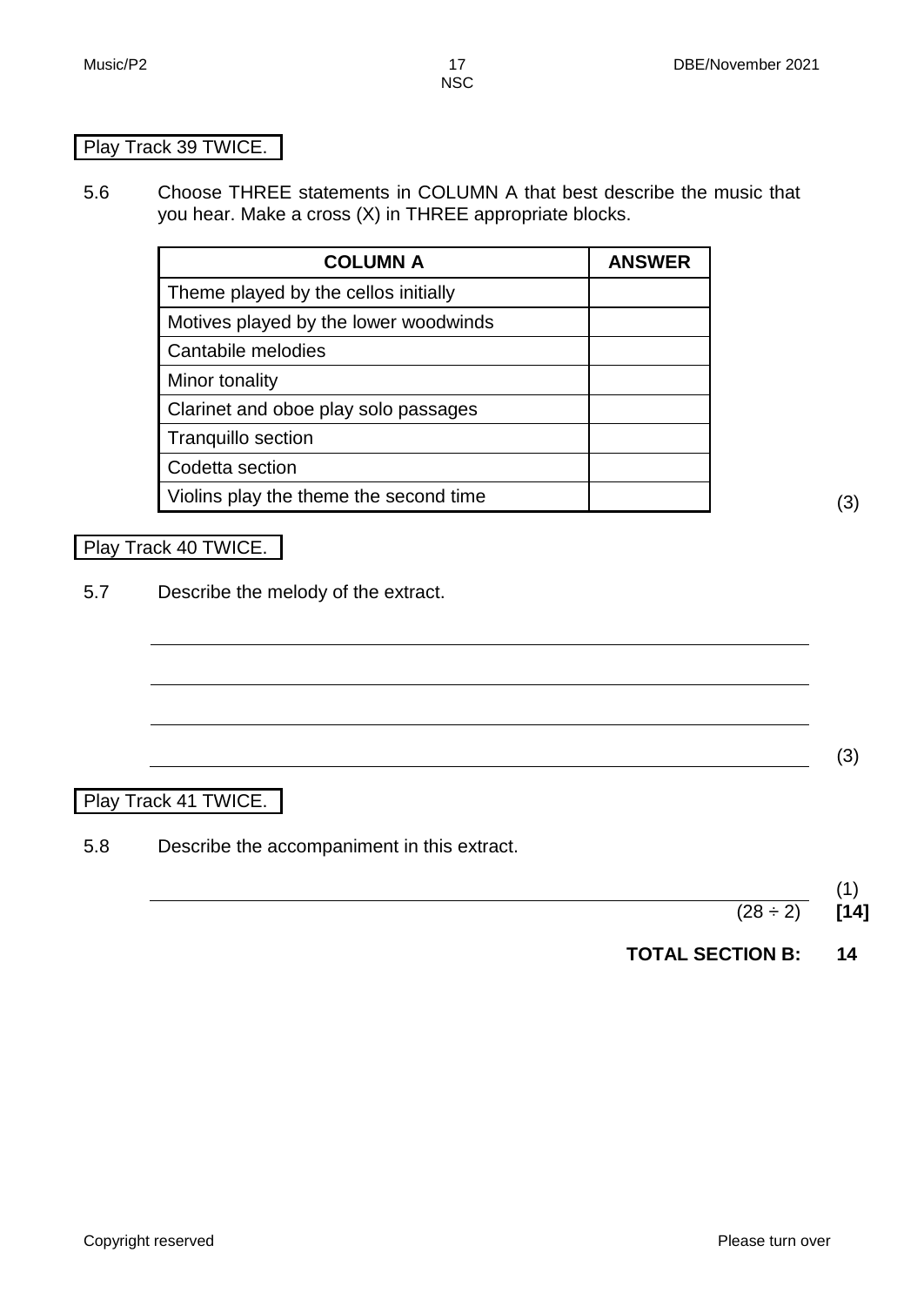Play Track 39 TWICE.

5.6 Choose THREE statements in COLUMN A that best describe the music that you hear. Make a cross (X) in THREE appropriate blocks.

| COLUMN A | ANSWER |
|---|---|
| Theme played by the cellos initially | |
| Motives played by the lower woodwinds | |
| Cantabile melodies | |
| Minor tonality | |
| Clarinet and oboe play solo passages | |
| Tranquillo section | |
| Codetta section | |
| Violins play the theme the second time | |

(3)

Play Track 40 TWICE.

5.7 Describe the melody of the extract.

_______________________________________________

_______________________________________________

_______________________________________________

_______________________________________________ (3)

Play Track 41 TWICE.

5.8 Describe the accompaniment in this extract.

_______________________________________________ (1)

(28 ÷ 2) **[14]**

**TOTAL SECTION B: 14**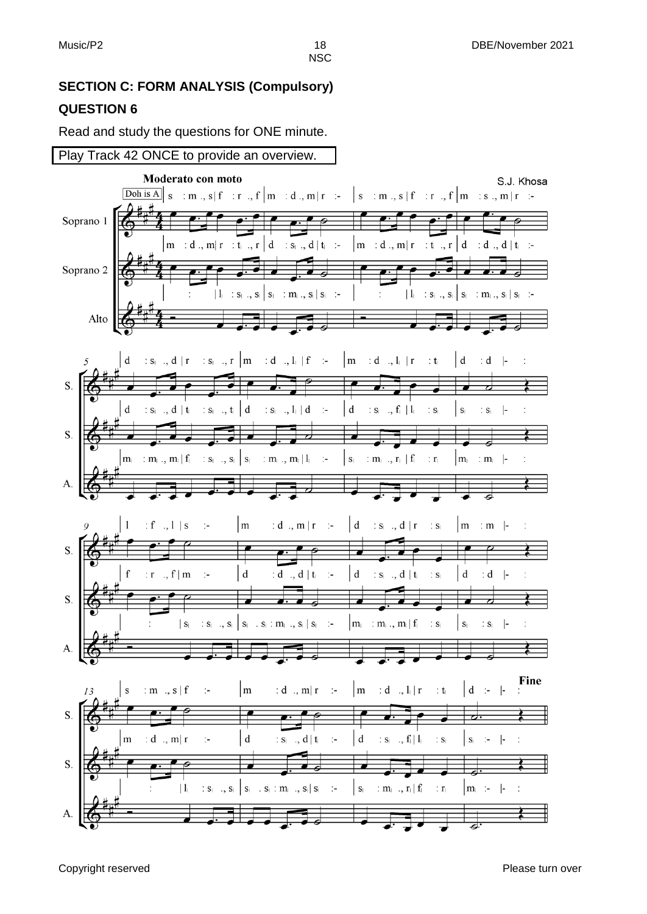**SECTION C: FORM ANALYSIS (Compulsory)**

**QUESTION 6**

Read and study the questions for ONE minute.

| Play Track 42 ONCE to provide an overview. |
|---|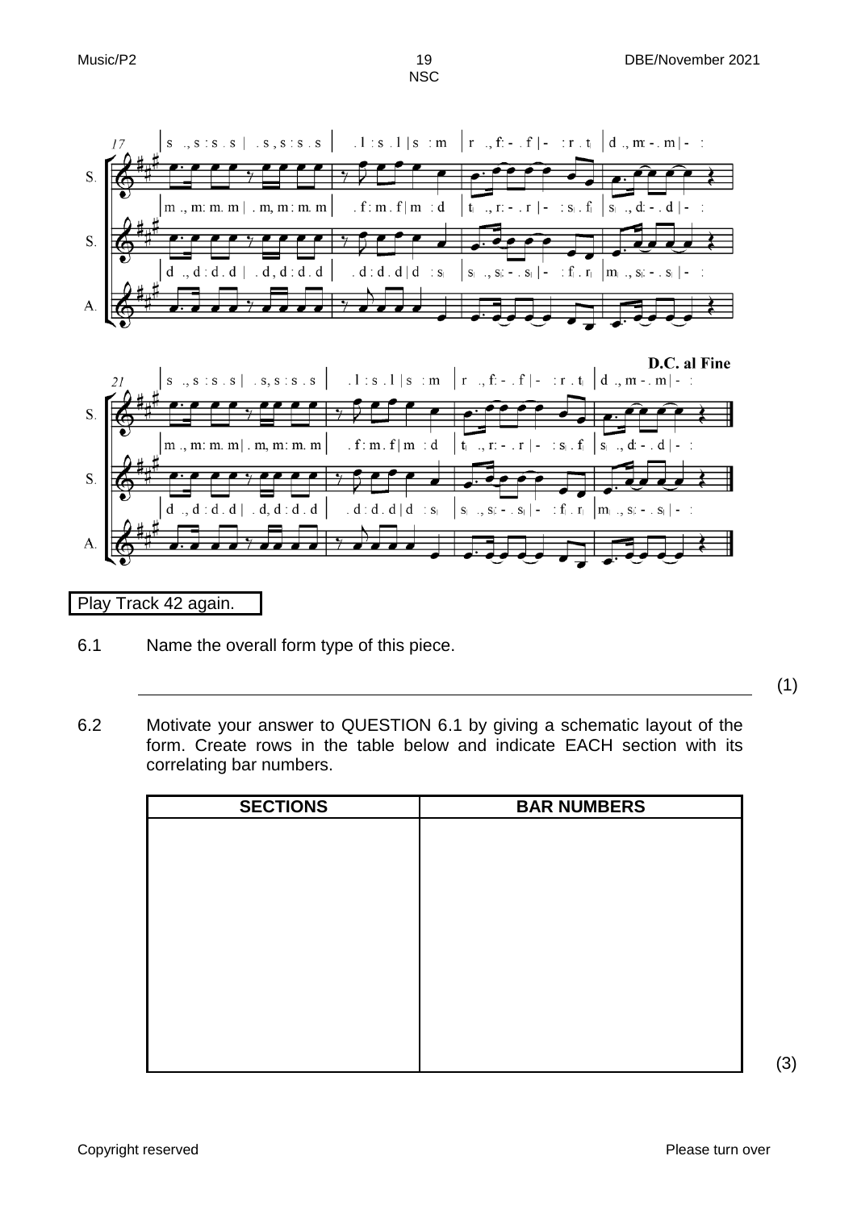Play Track 42 again.

6.1 Name the overall form type of this piece.

_______________________________________________ (1)

6.2 Motivate your answer to QUESTION 6.1 by giving a schematic layout of the form. Create rows in the table below and indicate EACH section with its correlating bar numbers.

| SECTIONS | BAR NUMBERS |
|---|---|
| | |

(3)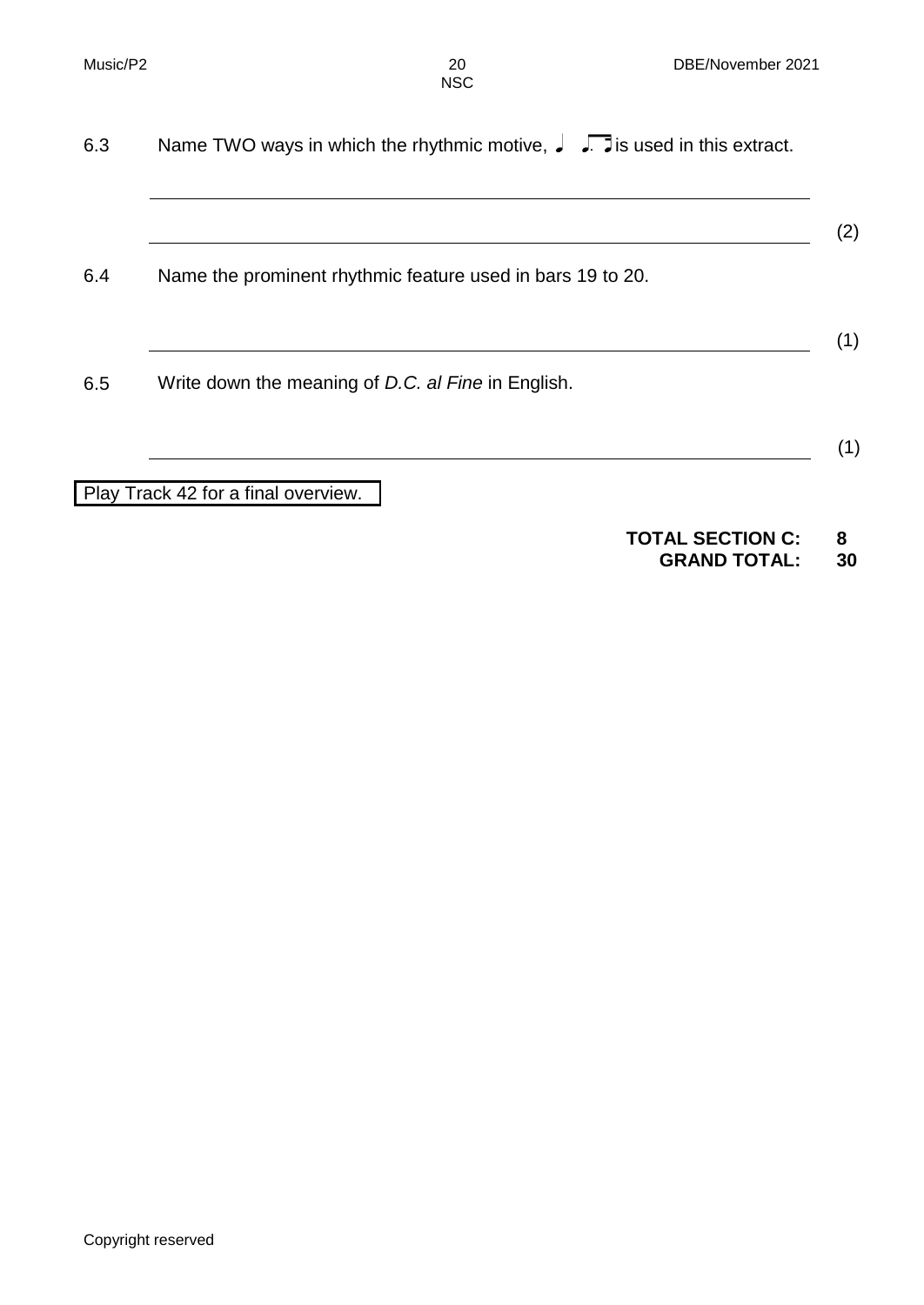6.3 Name TWO ways in which the rhythmic motive, ♩ ♩. ♪ is used in this extract.

\_\_\_\_\_\_\_\_\_\_\_\_\_\_\_\_\_\_\_\_\_\_\_\_\_\_\_\_\_\_\_\_\_\_\_\_\_\_\_\_

\_\_\_\_\_\_\_\_\_\_\_\_\_\_\_\_\_\_\_\_\_\_\_\_\_\_\_\_\_\_\_\_\_\_\_\_\_\_\_\_ (2)

6.4 Name the prominent rhythmic feature used in bars 19 to 20.

\_\_\_\_\_\_\_\_\_\_\_\_\_\_\_\_\_\_\_\_\_\_\_\_\_\_\_\_\_\_\_\_\_\_\_\_\_\_\_\_ (1)

6.5 Write down the meaning of *D.C. al Fine* in English.

\_\_\_\_\_\_\_\_\_\_\_\_\_\_\_\_\_\_\_\_\_\_\_\_\_\_\_\_\_\_\_\_\_\_\_\_\_\_\_\_ (1)

Play Track 42 for a final overview.

**TOTAL SECTION C: 8**
**GRAND TOTAL: 30**